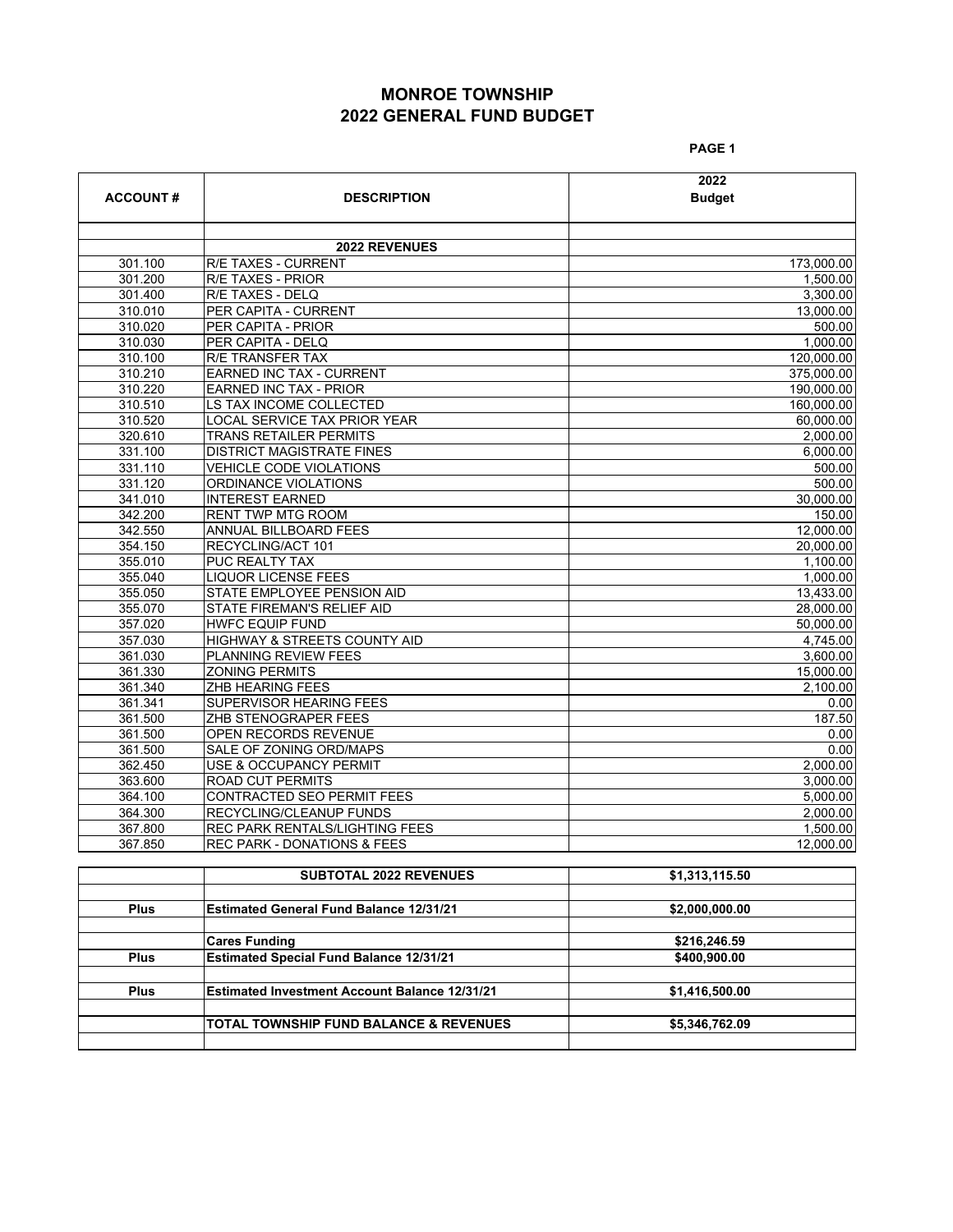# MONROE TOWNSHIP
## 2022 GENERAL FUND BUDGET

**PAGE 1**

| ACCOUNT # | DESCRIPTION | 2022 Budget |
|---|---|---|
| | | |
| | **2022 REVENUES** | |
| 301.100 | R/E TAXES - CURRENT | 173,000.00 |
| 301.200 | R/E TAXES - PRIOR | 1,500.00 |
| 301.400 | R/E TAXES - DELQ | 3,300.00 |
| 310.010 | PER CAPITA - CURRENT | 13,000.00 |
| 310.020 | PER CAPITA - PRIOR | 500.00 |
| 310.030 | PER CAPITA - DELQ | 1,000.00 |
| 310.100 | R/E TRANSFER TAX | 120,000.00 |
| 310.210 | EARNED INC TAX - CURRENT | 375,000.00 |
| 310.220 | EARNED INC TAX - PRIOR | 190,000.00 |
| 310.510 | LS TAX INCOME COLLECTED | 160,000.00 |
| 310.520 | LOCAL SERVICE TAX PRIOR YEAR | 60,000.00 |
| 320.610 | TRANS RETAILER PERMITS | 2,000.00 |
| 331.100 | DISTRICT MAGISTRATE FINES | 6,000.00 |
| 331.110 | VEHICLE CODE VIOLATIONS | 500.00 |
| 331.120 | ORDINANCE VIOLATIONS | 500.00 |
| 341.010 | INTEREST EARNED | 30,000.00 |
| 342.200 | RENT TWP MTG ROOM | 150.00 |
| 342.550 | ANNUAL BILLBOARD FEES | 12,000.00 |
| 354.150 | RECYCLING/ACT 101 | 20,000.00 |
| 355.010 | PUC REALTY TAX | 1,100.00 |
| 355.040 | LIQUOR LICENSE FEES | 1,000.00 |
| 355.050 | STATE EMPLOYEE PENSION AID | 13,433.00 |
| 355.070 | STATE FIREMAN'S RELIEF AID | 28,000.00 |
| 357.020 | HWFC EQUIP FUND | 50,000.00 |
| 357.030 | HIGHWAY & STREETS COUNTY AID | 4,745.00 |
| 361.030 | PLANNING REVIEW FEES | 3,600.00 |
| 361.330 | ZONING PERMITS | 15,000.00 |
| 361.340 | ZHB HEARING FEES | 2,100.00 |
| 361.341 | SUPERVISOR HEARING FEES | 0.00 |
| 361.500 | ZHB STENOGRAPER FEES | 187.50 |
| 361.500 | OPEN RECORDS REVENUE | 0.00 |
| 361.500 | SALE OF ZONING ORD/MAPS | 0.00 |
| 362.450 | USE & OCCUPANCY PERMIT | 2,000.00 |
| 363.600 | ROAD CUT PERMITS | 3,000.00 |
| 364.100 | CONTRACTED SEO PERMIT FEES | 5,000.00 |
| 364.300 | RECYCLING/CLEANUP FUNDS | 2,000.00 |
| 367.800 | REC PARK RENTALS/LIGHTING FEES | 1,500.00 |
| 367.850 | REC PARK - DONATIONS & FEES | 12,000.00 |

| | | |
|---|---|---|
| | **SUBTOTAL 2022 REVENUES** | **$1,313,115.50** |
| | | |
| **Plus** | **Estimated General Fund Balance 12/31/21** | **$2,000,000.00** |
| | | |
| | **Cares Funding** | **$216,246.59** |
| **Plus** | **Estimated Special Fund Balance 12/31/21** | **$400,900.00** |
| | | |
| **Plus** | **Estimated Investment Account Balance 12/31/21** | **$1,416,500.00** |
| | | |
| | **TOTAL TOWNSHIP FUND BALANCE & REVENUES** | **$5,346,762.09** |
| | | |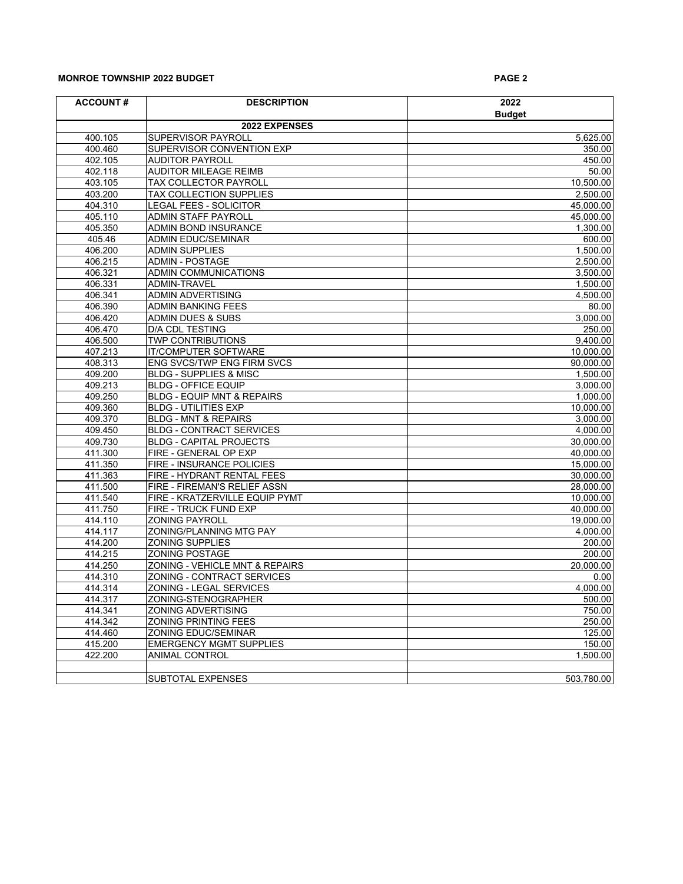**MONROE TOWNSHIP 2022 BUDGET**

| ACCOUNT # | DESCRIPTION | 2022 Budget |
|---|---|---|
| | **2022 EXPENSES** | |
| 400.105 | SUPERVISOR PAYROLL | 5,625.00 |
| 400.460 | SUPERVISOR CONVENTION EXP | 350.00 |
| 402.105 | AUDITOR PAYROLL | 450.00 |
| 402.118 | AUDITOR MILEAGE REIMB | 50.00 |
| 403.105 | TAX COLLECTOR PAYROLL | 10,500.00 |
| 403.200 | TAX COLLECTION SUPPLIES | 2,500.00 |
| 404.310 | LEGAL FEES - SOLICITOR | 45,000.00 |
| 405.110 | ADMIN STAFF PAYROLL | 45,000.00 |
| 405.350 | ADMIN BOND INSURANCE | 1,300.00 |
| 405.46 | ADMIN EDUC/SEMINAR | 600.00 |
| 406.200 | ADMIN SUPPLIES | 1,500.00 |
| 406.215 | ADMIN - POSTAGE | 2,500.00 |
| 406.321 | ADMIN COMMUNICATIONS | 3,500.00 |
| 406.331 | ADMIN-TRAVEL | 1,500.00 |
| 406.341 | ADMIN ADVERTISING | 4,500.00 |
| 406.390 | ADMIN BANKING FEES | 80.00 |
| 406.420 | ADMIN DUES & SUBS | 3,000.00 |
| 406.470 | D/A CDL TESTING | 250.00 |
| 406.500 | TWP CONTRIBUTIONS | 9,400.00 |
| 407.213 | IT/COMPUTER SOFTWARE | 10,000.00 |
| 408.313 | ENG SVCS/TWP ENG FIRM SVCS | 90,000.00 |
| 409.200 | BLDG - SUPPLIES & MISC | 1,500.00 |
| 409.213 | BLDG - OFFICE EQUIP | 3,000.00 |
| 409.250 | BLDG - EQUIP MNT & REPAIRS | 1,000.00 |
| 409.360 | BLDG - UTILITIES EXP | 10,000.00 |
| 409.370 | BLDG - MNT & REPAIRS | 3,000.00 |
| 409.450 | BLDG - CONTRACT SERVICES | 4,000.00 |
| 409.730 | BLDG - CAPITAL PROJECTS | 30,000.00 |
| 411.300 | FIRE - GENERAL OP EXP | 40,000.00 |
| 411.350 | FIRE - INSURANCE POLICIES | 15,000.00 |
| 411.363 | FIRE - HYDRANT RENTAL FEES | 30,000.00 |
| 411.500 | FIRE - FIREMAN'S RELIEF ASSN | 28,000.00 |
| 411.540 | FIRE - KRATZERVILLE EQUIP PYMT | 10,000.00 |
| 411.750 | FIRE - TRUCK FUND EXP | 40,000.00 |
| 414.110 | ZONING PAYROLL | 19,000.00 |
| 414.117 | ZONING/PLANNING MTG PAY | 4,000.00 |
| 414.200 | ZONING SUPPLIES | 200.00 |
| 414.215 | ZONING POSTAGE | 200.00 |
| 414.250 | ZONING - VEHICLE MNT & REPAIRS | 20,000.00 |
| 414.310 | ZONING - CONTRACT SERVICES | 0.00 |
| 414.314 | ZONING - LEGAL SERVICES | 4,000.00 |
| 414.317 | ZONING-STENOGRAPHER | 500.00 |
| 414.341 | ZONING ADVERTISING | 750.00 |
| 414.342 | ZONING PRINTING FEES | 250.00 |
| 414.460 | ZONING EDUC/SEMINAR | 125.00 |
| 415.200 | EMERGENCY MGMT SUPPLIES | 150.00 |
| 422.200 | ANIMAL CONTROL | 1,500.00 |
| | | |
| | SUBTOTAL EXPENSES | 503,780.00 |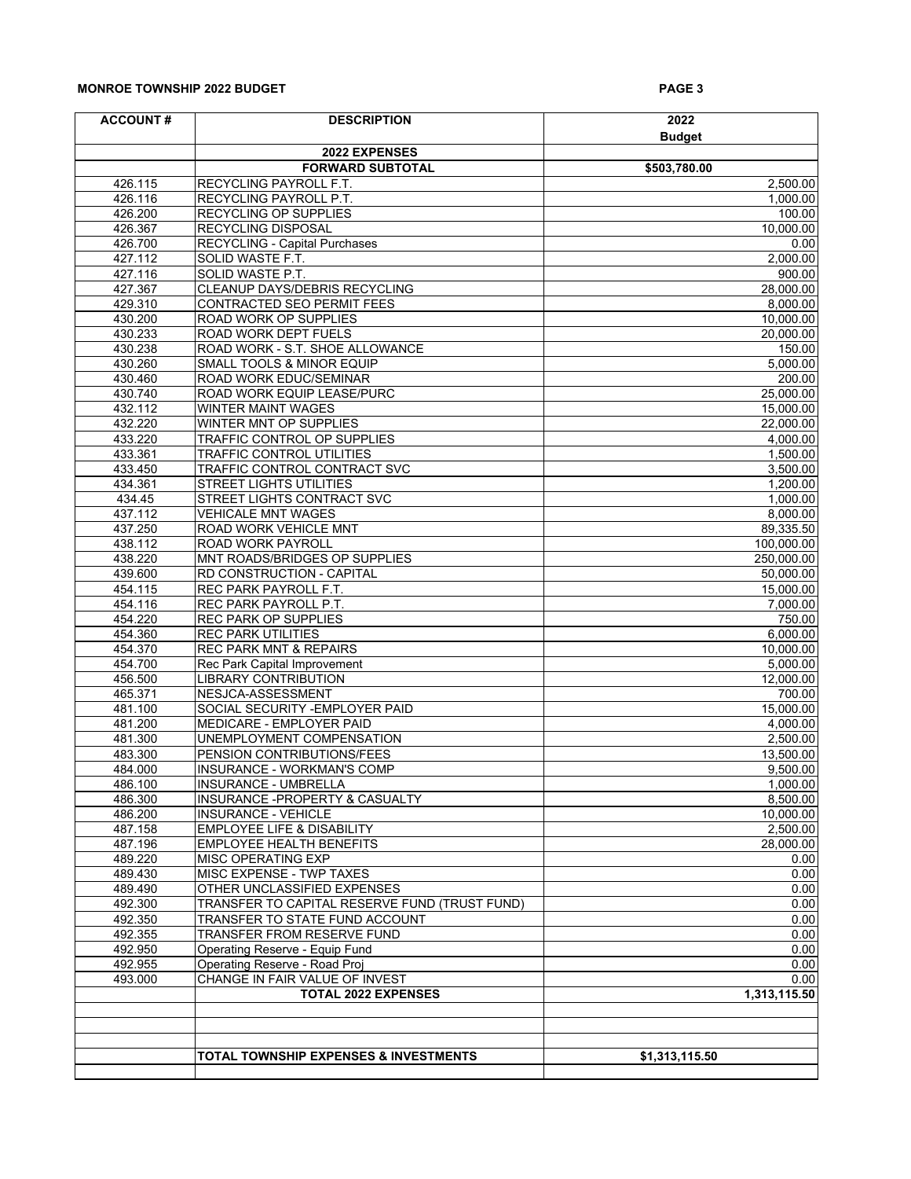**MONROE TOWNSHIP 2022 BUDGET**

| ACCOUNT # | DESCRIPTION | 2022 Budget |
|---|---|---|
| | **2022 EXPENSES** | |
| | **FORWARD SUBTOTAL** | **$503,780.00** |
| 426.115 | RECYCLING PAYROLL F.T. | 2,500.00 |
| 426.116 | RECYCLING PAYROLL P.T. | 1,000.00 |
| 426.200 | RECYCLING OP SUPPLIES | 100.00 |
| 426.367 | RECYCLING DISPOSAL | 10,000.00 |
| 426.700 | RECYCLING - Capital Purchases | 0.00 |
| 427.112 | SOLID WASTE F.T. | 2,000.00 |
| 427.116 | SOLID WASTE P.T. | 900.00 |
| 427.367 | CLEANUP DAYS/DEBRIS RECYCLING | 28,000.00 |
| 429.310 | CONTRACTED SEO PERMIT FEES | 8,000.00 |
| 430.200 | ROAD WORK OP SUPPLIES | 10,000.00 |
| 430.233 | ROAD WORK DEPT FUELS | 20,000.00 |
| 430.238 | ROAD WORK - S.T. SHOE ALLOWANCE | 150.00 |
| 430.260 | SMALL TOOLS & MINOR EQUIP | 5,000.00 |
| 430.460 | ROAD WORK EDUC/SEMINAR | 200.00 |
| 430.740 | ROAD WORK EQUIP LEASE/PURC | 25,000.00 |
| 432.112 | WINTER MAINT WAGES | 15,000.00 |
| 432.220 | WINTER MNT OP SUPPLIES | 22,000.00 |
| 433.220 | TRAFFIC CONTROL OP SUPPLIES | 4,000.00 |
| 433.361 | TRAFFIC CONTROL UTILITIES | 1,500.00 |
| 433.450 | TRAFFIC CONTROL CONTRACT SVC | 3,500.00 |
| 434.361 | STREET LIGHTS UTILITIES | 1,200.00 |
| 434.45 | STREET LIGHTS CONTRACT SVC | 1,000.00 |
| 437.112 | VEHICALE MNT WAGES | 8,000.00 |
| 437.250 | ROAD WORK VEHICLE MNT | 89,335.50 |
| 438.112 | ROAD WORK PAYROLL | 100,000.00 |
| 438.220 | MNT ROADS/BRIDGES OP SUPPLIES | 250,000.00 |
| 439.600 | RD CONSTRUCTION - CAPITAL | 50,000.00 |
| 454.115 | REC PARK PAYROLL F.T. | 15,000.00 |
| 454.116 | REC PARK PAYROLL P.T. | 7,000.00 |
| 454.220 | REC PARK OP SUPPLIES | 750.00 |
| 454.360 | REC PARK UTILITIES | 6,000.00 |
| 454.370 | REC PARK MNT & REPAIRS | 10,000.00 |
| 454.700 | Rec Park Capital Improvement | 5,000.00 |
| 456.500 | LIBRARY CONTRIBUTION | 12,000.00 |
| 465.371 | NESJCA-ASSESSMENT | 700.00 |
| 481.100 | SOCIAL SECURITY -EMPLOYER PAID | 15,000.00 |
| 481.200 | MEDICARE - EMPLOYER PAID | 4,000.00 |
| 481.300 | UNEMPLOYMENT COMPENSATION | 2,500.00 |
| 483.300 | PENSION CONTRIBUTIONS/FEES | 13,500.00 |
| 484.000 | INSURANCE - WORKMAN'S COMP | 9,500.00 |
| 486.100 | INSURANCE - UMBRELLA | 1,000.00 |
| 486.300 | INSURANCE -PROPERTY & CASUALTY | 8,500.00 |
| 486.200 | INSURANCE - VEHICLE | 10,000.00 |
| 487.158 | EMPLOYEE LIFE & DISABILITY | 2,500.00 |
| 487.196 | EMPLOYEE HEALTH BENEFITS | 28,000.00 |
| 489.220 | MISC OPERATING EXP | 0.00 |
| 489.430 | MISC EXPENSE - TWP TAXES | 0.00 |
| 489.490 | OTHER UNCLASSIFIED EXPENSES | 0.00 |
| 492.300 | TRANSFER TO CAPITAL RESERVE FUND (TRUST FUND) | 0.00 |
| 492.350 | TRANSFER TO STATE FUND ACCOUNT | 0.00 |
| 492.355 | TRANSFER FROM RESERVE FUND | 0.00 |
| 492.950 | Operating Reserve - Equip Fund | 0.00 |
| 492.955 | Operating Reserve - Road Proj | 0.00 |
| 493.000 | CHANGE IN FAIR VALUE OF INVEST | 0.00 |
| | **TOTAL 2022 EXPENSES** | **1,313,115.50** |
| | | |
| | | |
| | | |
| | **TOTAL TOWNSHIP EXPENSES & INVESTMENTS** | **$1,313,115.50** |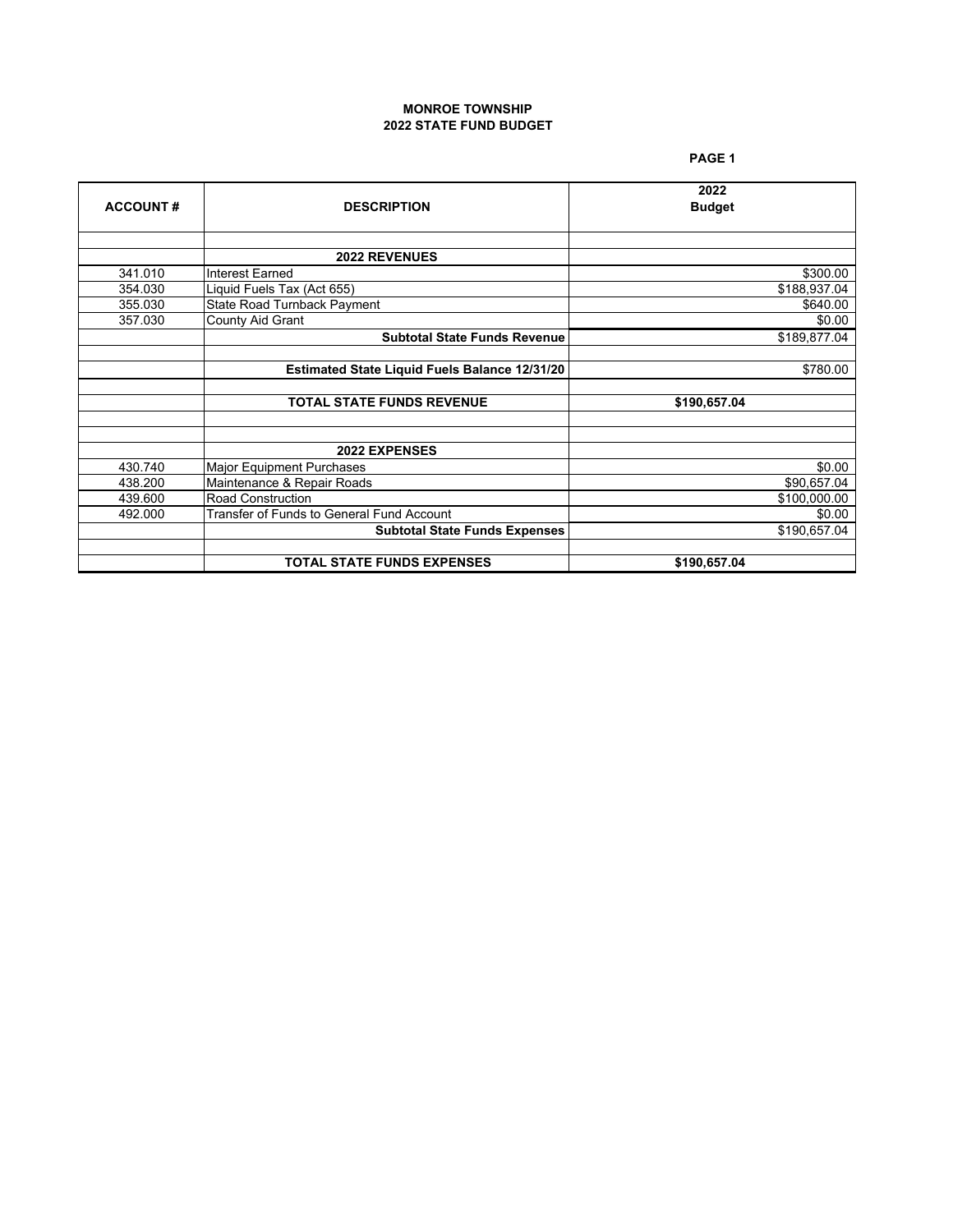**MONROE TOWNSHIP**
**2022 STATE FUND BUDGET**

**PAGE 1**

| ACCOUNT # | DESCRIPTION | 2022 Budget |
|---|---|---|
| | | |
| | **2022 REVENUES** | |
| 341.010 | Interest Earned | $300.00 |
| 354.030 | Liquid Fuels Tax (Act 655) | $188,937.04 |
| 355.030 | State Road Turnback Payment | $640.00 |
| 357.030 | County Aid Grant | $0.00 |
| | **Subtotal State Funds Revenue** | $189,877.04 |
| | | |
| | **Estimated State Liquid Fuels Balance 12/31/20** | $780.00 |
| | | |
| | **TOTAL STATE FUNDS REVENUE** | **$190,657.04** |
| | | |
| | | |
| | **2022 EXPENSES** | |
| 430.740 | Major Equipment Purchases | $0.00 |
| 438.200 | Maintenance & Repair Roads | $90,657.04 |
| 439.600 | Road Construction | $100,000.00 |
| 492.000 | Transfer of Funds to General Fund Account | $0.00 |
| | **Subtotal State Funds Expenses** | $190,657.04 |
| | | |
| | **TOTAL STATE FUNDS EXPENSES** | **$190,657.04** |